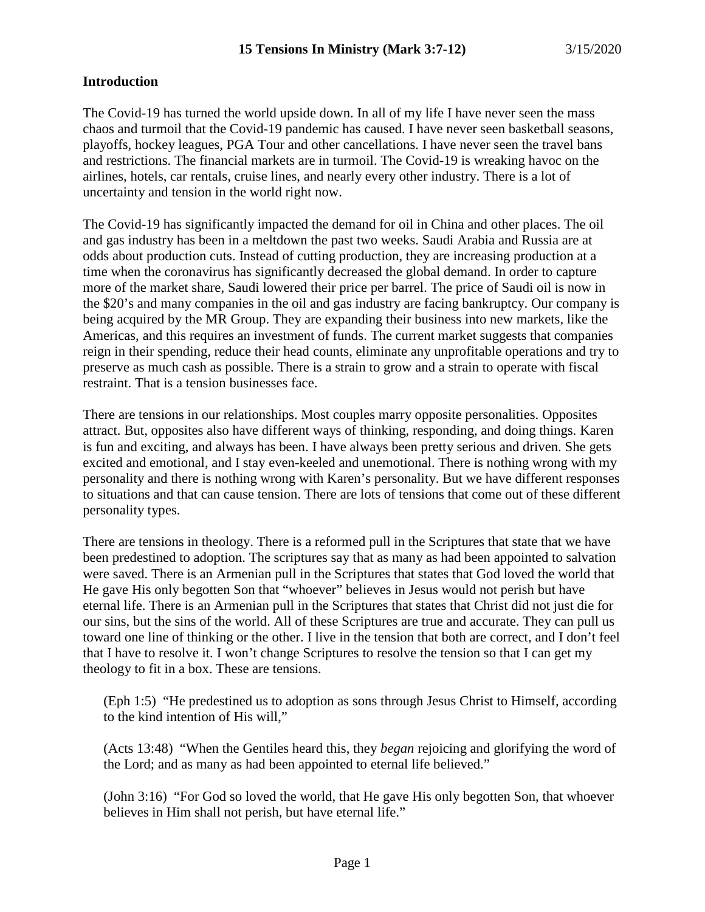**15 Tensions In Ministry (Mark 3:7-12)** 3/15/2020

**Introduction**

The Covid-19 has turned the world upside down. In all of my life I have never seen the mass chaos and turmoil that the Covid-19 pandemic has caused. I have never seen basketball seasons, playoffs, hockey leagues, PGA Tour and other cancellations. I have never seen the travel bans and restrictions. The financial markets are in turmoil. The Covid-19 is wreaking havoc on the airlines, hotels, car rentals, cruise lines, and nearly every other industry. There is a lot of uncertainty and tension in the world right now.

The Covid-19 has significantly impacted the demand for oil in China and other places. The oil and gas industry has been in a meltdown the past two weeks. Saudi Arabia and Russia are at odds about production cuts. Instead of cutting production, they are increasing production at a time when the coronavirus has significantly decreased the global demand. In order to capture more of the market share, Saudi lowered their price per barrel. The price of Saudi oil is now in the $20's and many companies in the oil and gas industry are facing bankruptcy. Our company is being acquired by the MR Group. They are expanding their business into new markets, like the Americas, and this requires an investment of funds. The current market suggests that companies reign in their spending, reduce their head counts, eliminate any unprofitable operations and try to preserve as much cash as possible. There is a strain to grow and a strain to operate with fiscal restraint. That is a tension businesses face.

There are tensions in our relationships. Most couples marry opposite personalities. Opposites attract. But, opposites also have different ways of thinking, responding, and doing things. Karen is fun and exciting, and always has been. I have always been pretty serious and driven. She gets excited and emotional, and I stay even-keeled and unemotional. There is nothing wrong with my personality and there is nothing wrong with Karen's personality. But we have different responses to situations and that can cause tension. There are lots of tensions that come out of these different personality types.

There are tensions in theology. There is a reformed pull in the Scriptures that state that we have been predestined to adoption. The scriptures say that as many as had been appointed to salvation were saved. There is an Armenian pull in the Scriptures that states that God loved the world that He gave His only begotten Son that "whoever" believes in Jesus would not perish but have eternal life. There is an Armenian pull in the Scriptures that states that Christ did not just die for our sins, but the sins of the world. All of these Scriptures are true and accurate. They can pull us toward one line of thinking or the other. I live in the tension that both are correct, and I don't feel that I have to resolve it. I won't change Scriptures to resolve the tension so that I can get my theology to fit in a box. These are tensions.

> (Eph 1:5) "He predestined us to adoption as sons through Jesus Christ to Himself, according to the kind intention of His will,"
>
> (Acts 13:48) "When the Gentiles heard this, they *began* rejoicing and glorifying the word of the Lord; and as many as had been appointed to eternal life believed."
>
> (John 3:16) "For God so loved the world, that He gave His only begotten Son, that whoever believes in Him shall not perish, but have eternal life."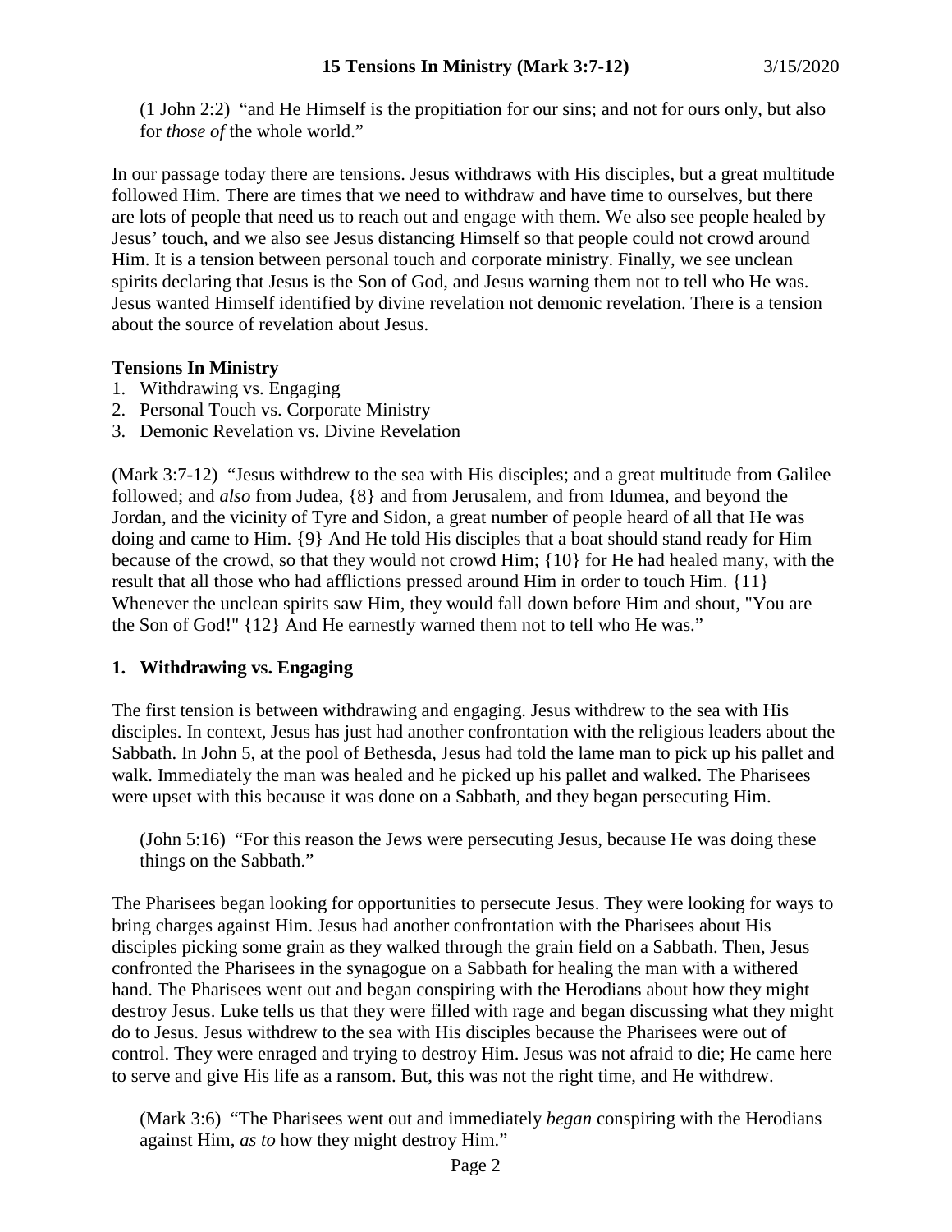(1 John 2:2)  "and He Himself is the propitiation for our sins; and not for ours only, but also for *those of* the whole world."

In our passage today there are tensions. Jesus withdraws with His disciples, but a great multitude followed Him. There are times that we need to withdraw and have time to ourselves, but there are lots of people that need us to reach out and engage with them. We also see people healed by Jesus' touch, and we also see Jesus distancing Himself so that people could not crowd around Him. It is a tension between personal touch and corporate ministry. Finally, we see unclean spirits declaring that Jesus is the Son of God, and Jesus warning them not to tell who He was. Jesus wanted Himself identified by divine revelation not demonic revelation. There is a tension about the source of revelation about Jesus.

**Tensions In Ministry**

1. Withdrawing vs. Engaging
2. Personal Touch vs. Corporate Ministry
3. Demonic Revelation vs. Divine Revelation

(Mark 3:7-12)  "Jesus withdrew to the sea with His disciples; and a great multitude from Galilee followed; and *also* from Judea, {8} and from Jerusalem, and from Idumea, and beyond the Jordan, and the vicinity of Tyre and Sidon, a great number of people heard of all that He was doing and came to Him. {9} And He told His disciples that a boat should stand ready for Him because of the crowd, so that they would not crowd Him; {10} for He had healed many, with the result that all those who had afflictions pressed around Him in order to touch Him. {11} Whenever the unclean spirits saw Him, they would fall down before Him and shout, "You are the Son of God!" {12} And He earnestly warned them not to tell who He was."

## 1. Withdrawing vs. Engaging

The first tension is between withdrawing and engaging. Jesus withdrew to the sea with His disciples. In context, Jesus has just had another confrontation with the religious leaders about the Sabbath. In John 5, at the pool of Bethesda, Jesus had told the lame man to pick up his pallet and walk. Immediately the man was healed and he picked up his pallet and walked. The Pharisees were upset with this because it was done on a Sabbath, and they began persecuting Him.

(John 5:16)  "For this reason the Jews were persecuting Jesus, because He was doing these things on the Sabbath."

The Pharisees began looking for opportunities to persecute Jesus. They were looking for ways to bring charges against Him. Jesus had another confrontation with the Pharisees about His disciples picking some grain as they walked through the grain field on a Sabbath. Then, Jesus confronted the Pharisees in the synagogue on a Sabbath for healing the man with a withered hand. The Pharisees went out and began conspiring with the Herodians about how they might destroy Jesus. Luke tells us that they were filled with rage and began discussing what they might do to Jesus. Jesus withdrew to the sea with His disciples because the Pharisees were out of control. They were enraged and trying to destroy Him. Jesus was not afraid to die; He came here to serve and give His life as a ransom. But, this was not the right time, and He withdrew.

(Mark 3:6)  "The Pharisees went out and immediately *began* conspiring with the Herodians against Him, *as to* how they might destroy Him."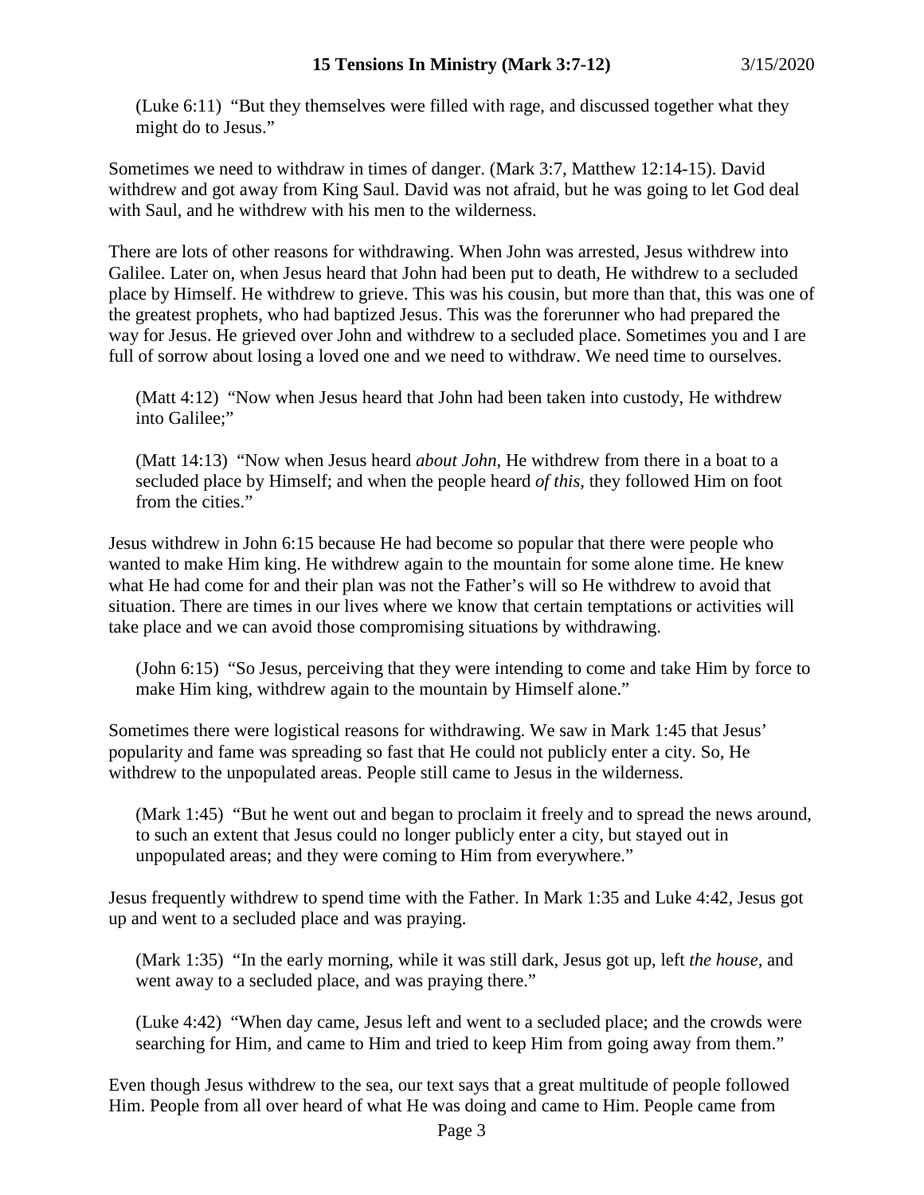> (Luke 6:11)  "But they themselves were filled with rage, and discussed together what they might do to Jesus."

Sometimes we need to withdraw in times of danger. (Mark 3:7, Matthew 12:14-15). David withdrew and got away from King Saul. David was not afraid, but he was going to let God deal with Saul, and he withdrew with his men to the wilderness.

There are lots of other reasons for withdrawing. When John was arrested, Jesus withdrew into Galilee. Later on, when Jesus heard that John had been put to death, He withdrew to a secluded place by Himself. He withdrew to grieve. This was his cousin, but more than that, this was one of the greatest prophets, who had baptized Jesus. This was the forerunner who had prepared the way for Jesus. He grieved over John and withdrew to a secluded place. Sometimes you and I are full of sorrow about losing a loved one and we need to withdraw. We need time to ourselves.

> (Matt 4:12)  "Now when Jesus heard that John had been taken into custody, He withdrew into Galilee;"

> (Matt 14:13)  "Now when Jesus heard *about John*, He withdrew from there in a boat to a secluded place by Himself; and when the people heard *of this*, they followed Him on foot from the cities."

Jesus withdrew in John 6:15 because He had become so popular that there were people who wanted to make Him king. He withdrew again to the mountain for some alone time. He knew what He had come for and their plan was not the Father's will so He withdrew to avoid that situation. There are times in our lives where we know that certain temptations or activities will take place and we can avoid those compromising situations by withdrawing.

> (John 6:15)  "So Jesus, perceiving that they were intending to come and take Him by force to make Him king, withdrew again to the mountain by Himself alone."

Sometimes there were logistical reasons for withdrawing. We saw in Mark 1:45 that Jesus' popularity and fame was spreading so fast that He could not publicly enter a city. So, He withdrew to the unpopulated areas. People still came to Jesus in the wilderness.

> (Mark 1:45)  "But he went out and began to proclaim it freely and to spread the news around, to such an extent that Jesus could no longer publicly enter a city, but stayed out in unpopulated areas; and they were coming to Him from everywhere."

Jesus frequently withdrew to spend time with the Father. In Mark 1:35 and Luke 4:42, Jesus got up and went to a secluded place and was praying.

> (Mark 1:35)  "In the early morning, while it was still dark, Jesus got up, left *the house*, and went away to a secluded place, and was praying there."

> (Luke 4:42)  "When day came, Jesus left and went to a secluded place; and the crowds were searching for Him, and came to Him and tried to keep Him from going away from them."

Even though Jesus withdrew to the sea, our text says that a great multitude of people followed Him. People from all over heard of what He was doing and came to Him. People came from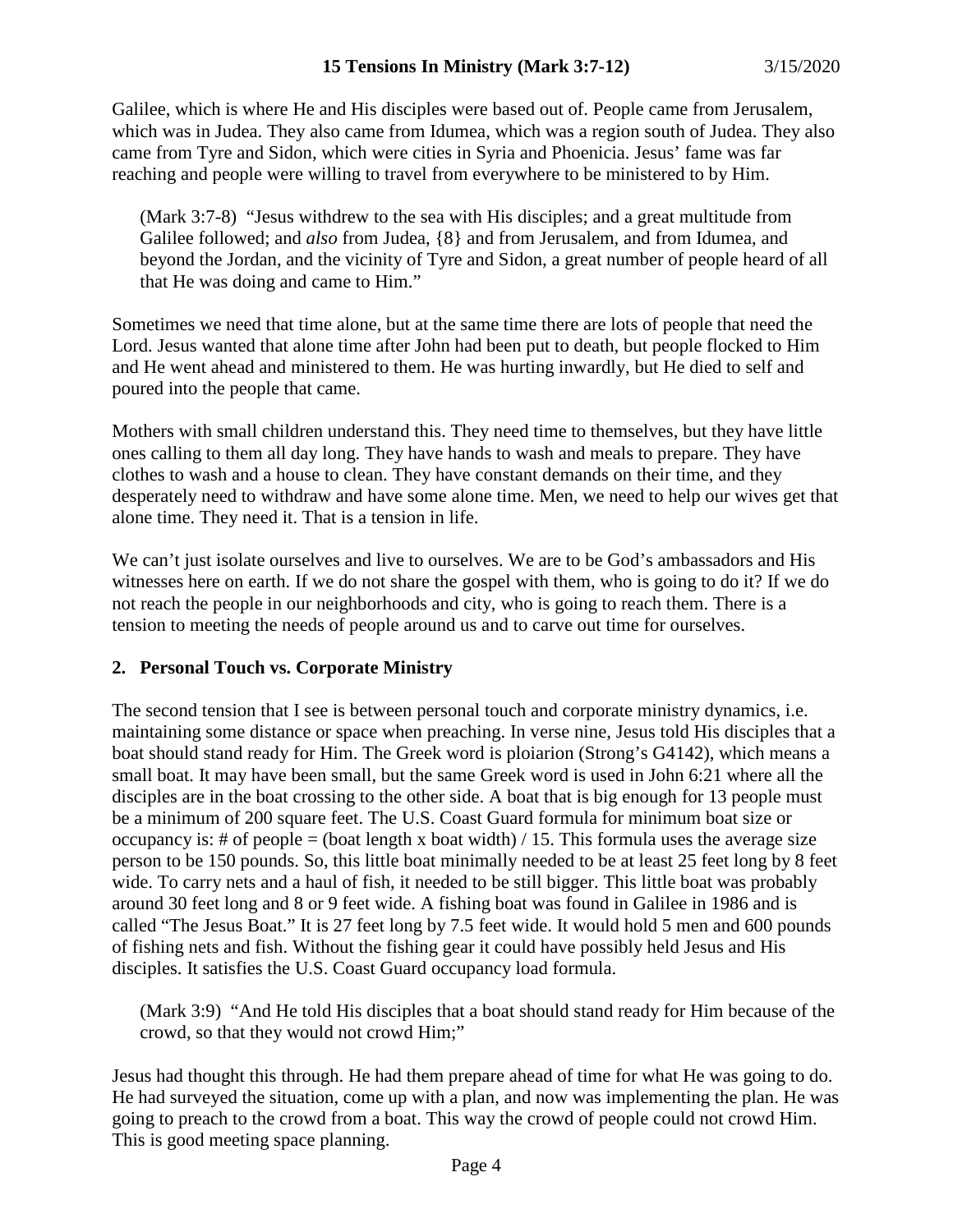Galilee, which is where He and His disciples were based out of. People came from Jerusalem, which was in Judea. They also came from Idumea, which was a region south of Judea. They also came from Tyre and Sidon, which were cities in Syria and Phoenicia. Jesus' fame was far reaching and people were willing to travel from everywhere to be ministered to by Him.

> (Mark 3:7-8) "Jesus withdrew to the sea with His disciples; and a great multitude from Galilee followed; and *also* from Judea, {8} and from Jerusalem, and from Idumea, and beyond the Jordan, and the vicinity of Tyre and Sidon, a great number of people heard of all that He was doing and came to Him."

Sometimes we need that time alone, but at the same time there are lots of people that need the Lord. Jesus wanted that alone time after John had been put to death, but people flocked to Him and He went ahead and ministered to them. He was hurting inwardly, but He died to self and poured into the people that came.

Mothers with small children understand this. They need time to themselves, but they have little ones calling to them all day long. They have hands to wash and meals to prepare. They have clothes to wash and a house to clean. They have constant demands on their time, and they desperately need to withdraw and have some alone time. Men, we need to help our wives get that alone time. They need it. That is a tension in life.

We can't just isolate ourselves and live to ourselves. We are to be God's ambassadors and His witnesses here on earth. If we do not share the gospel with them, who is going to do it? If we do not reach the people in our neighborhoods and city, who is going to reach them. There is a tension to meeting the needs of people around us and to carve out time for ourselves.

## 2. Personal Touch vs. Corporate Ministry

The second tension that I see is between personal touch and corporate ministry dynamics, i.e. maintaining some distance or space when preaching. In verse nine, Jesus told His disciples that a boat should stand ready for Him. The Greek word is ploiarion (Strong's G4142), which means a small boat. It may have been small, but the same Greek word is used in John 6:21 where all the disciples are in the boat crossing to the other side. A boat that is big enough for 13 people must be a minimum of 200 square feet. The U.S. Coast Guard formula for minimum boat size or occupancy is: # of people = (boat length x boat width) / 15. This formula uses the average size person to be 150 pounds. So, this little boat minimally needed to be at least 25 feet long by 8 feet wide. To carry nets and a haul of fish, it needed to be still bigger. This little boat was probably around 30 feet long and 8 or 9 feet wide. A fishing boat was found in Galilee in 1986 and is called "The Jesus Boat." It is 27 feet long by 7.5 feet wide. It would hold 5 men and 600 pounds of fishing nets and fish. Without the fishing gear it could have possibly held Jesus and His disciples. It satisfies the U.S. Coast Guard occupancy load formula.

> (Mark 3:9) "And He told His disciples that a boat should stand ready for Him because of the crowd, so that they would not crowd Him;"

Jesus had thought this through. He had them prepare ahead of time for what He was going to do. He had surveyed the situation, come up with a plan, and now was implementing the plan. He was going to preach to the crowd from a boat. This way the crowd of people could not crowd Him. This is good meeting space planning.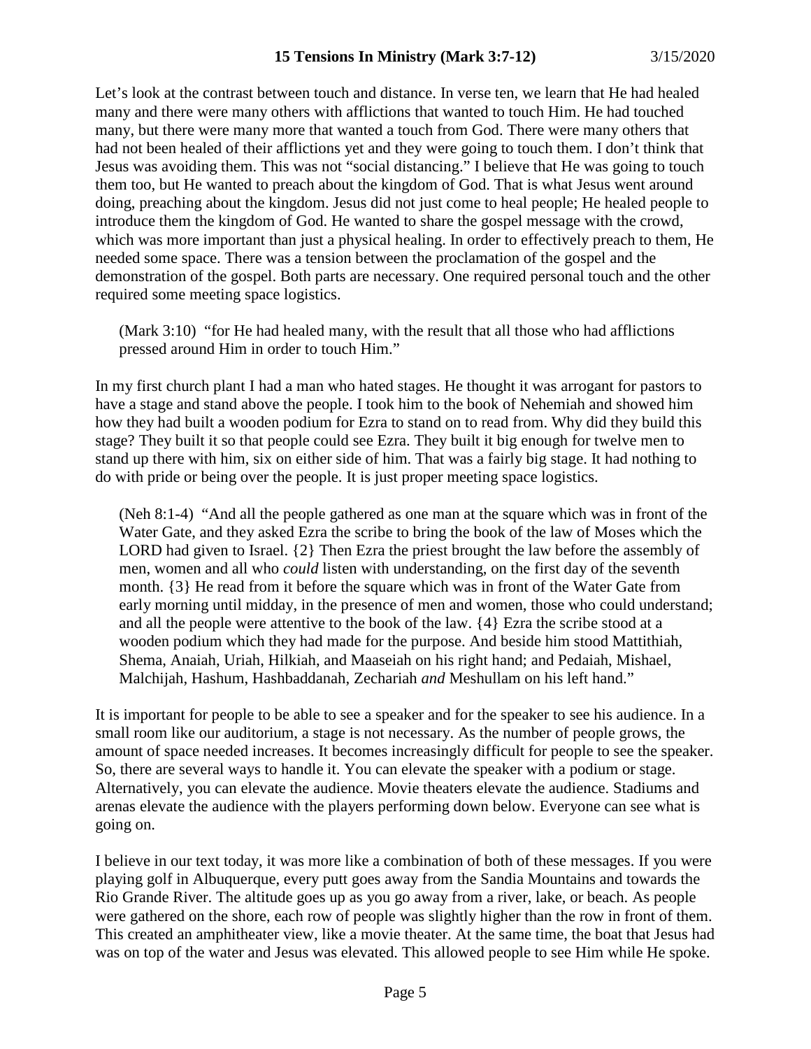Let's look at the contrast between touch and distance. In verse ten, we learn that He had healed many and there were many others with afflictions that wanted to touch Him. He had touched many, but there were many more that wanted a touch from God. There were many others that had not been healed of their afflictions yet and they were going to touch them. I don't think that Jesus was avoiding them. This was not "social distancing." I believe that He was going to touch them too, but He wanted to preach about the kingdom of God. That is what Jesus went around doing, preaching about the kingdom. Jesus did not just come to heal people; He healed people to introduce them the kingdom of God. He wanted to share the gospel message with the crowd, which was more important than just a physical healing. In order to effectively preach to them, He needed some space. There was a tension between the proclamation of the gospel and the demonstration of the gospel. Both parts are necessary. One required personal touch and the other required some meeting space logistics.

> (Mark 3:10) "for He had healed many, with the result that all those who had afflictions pressed around Him in order to touch Him."

In my first church plant I had a man who hated stages. He thought it was arrogant for pastors to have a stage and stand above the people. I took him to the book of Nehemiah and showed him how they had built a wooden podium for Ezra to stand on to read from. Why did they build this stage? They built it so that people could see Ezra. They built it big enough for twelve men to stand up there with him, six on either side of him. That was a fairly big stage. It had nothing to do with pride or being over the people. It is just proper meeting space logistics.

> (Neh 8:1-4) "And all the people gathered as one man at the square which was in front of the Water Gate, and they asked Ezra the scribe to bring the book of the law of Moses which the LORD had given to Israel. {2} Then Ezra the priest brought the law before the assembly of men, women and all who *could* listen with understanding, on the first day of the seventh month. {3} He read from it before the square which was in front of the Water Gate from early morning until midday, in the presence of men and women, those who could understand; and all the people were attentive to the book of the law. {4} Ezra the scribe stood at a wooden podium which they had made for the purpose. And beside him stood Mattithiah, Shema, Anaiah, Uriah, Hilkiah, and Maaseiah on his right hand; and Pedaiah, Mishael, Malchijah, Hashum, Hashbaddanah, Zechariah *and* Meshullam on his left hand."

It is important for people to be able to see a speaker and for the speaker to see his audience. In a small room like our auditorium, a stage is not necessary. As the number of people grows, the amount of space needed increases. It becomes increasingly difficult for people to see the speaker. So, there are several ways to handle it. You can elevate the speaker with a podium or stage. Alternatively, you can elevate the audience. Movie theaters elevate the audience. Stadiums and arenas elevate the audience with the players performing down below. Everyone can see what is going on.

I believe in our text today, it was more like a combination of both of these messages. If you were playing golf in Albuquerque, every putt goes away from the Sandia Mountains and towards the Rio Grande River. The altitude goes up as you go away from a river, lake, or beach. As people were gathered on the shore, each row of people was slightly higher than the row in front of them. This created an amphitheater view, like a movie theater. At the same time, the boat that Jesus had was on top of the water and Jesus was elevated. This allowed people to see Him while He spoke.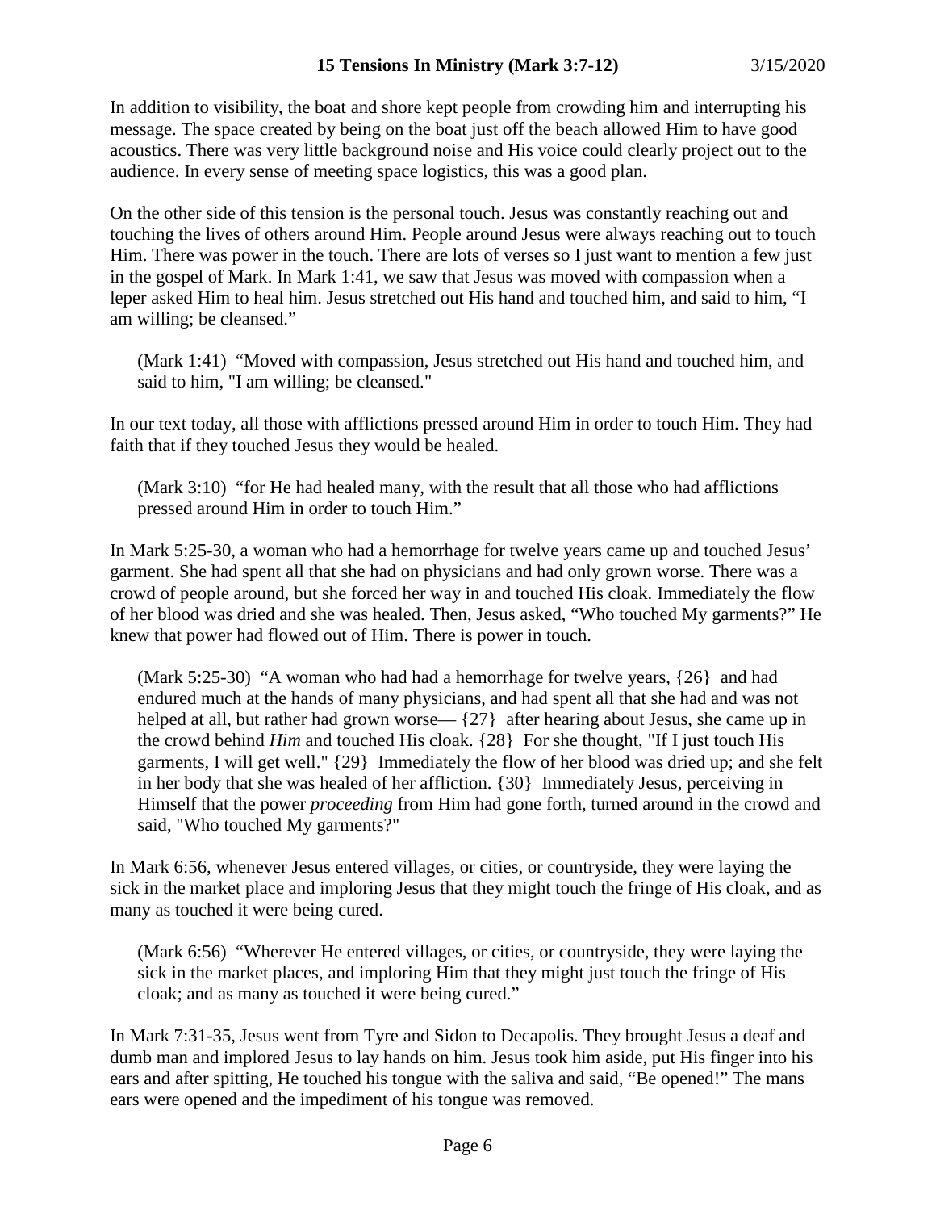In addition to visibility, the boat and shore kept people from crowding him and interrupting his message. The space created by being on the boat just off the beach allowed Him to have good acoustics. There was very little background noise and His voice could clearly project out to the audience. In every sense of meeting space logistics, this was a good plan.

On the other side of this tension is the personal touch. Jesus was constantly reaching out and touching the lives of others around Him. People around Jesus were always reaching out to touch Him. There was power in the touch. There are lots of verses so I just want to mention a few just in the gospel of Mark. In Mark 1:41, we saw that Jesus was moved with compassion when a leper asked Him to heal him. Jesus stretched out His hand and touched him, and said to him, "I am willing; be cleansed."

> (Mark 1:41) "Moved with compassion, Jesus stretched out His hand and touched him, and said to him, "I am willing; be cleansed."

In our text today, all those with afflictions pressed around Him in order to touch Him. They had faith that if they touched Jesus they would be healed.

> (Mark 3:10) "for He had healed many, with the result that all those who had afflictions pressed around Him in order to touch Him."

In Mark 5:25-30, a woman who had a hemorrhage for twelve years came up and touched Jesus' garment. She had spent all that she had on physicians and had only grown worse. There was a crowd of people around, but she forced her way in and touched His cloak. Immediately the flow of her blood was dried and she was healed. Then, Jesus asked, "Who touched My garments?" He knew that power had flowed out of Him. There is power in touch.

> (Mark 5:25-30) "A woman who had had a hemorrhage for twelve years, {26} and had endured much at the hands of many physicians, and had spent all that she had and was not helped at all, but rather had grown worse— {27} after hearing about Jesus, she came up in the crowd behind *Him* and touched His cloak. {28} For she thought, "If I just touch His garments, I will get well." {29} Immediately the flow of her blood was dried up; and she felt in her body that she was healed of her affliction. {30} Immediately Jesus, perceiving in Himself that the power *proceeding* from Him had gone forth, turned around in the crowd and said, "Who touched My garments?"

In Mark 6:56, whenever Jesus entered villages, or cities, or countryside, they were laying the sick in the market place and imploring Jesus that they might touch the fringe of His cloak, and as many as touched it were being cured.

> (Mark 6:56) "Wherever He entered villages, or cities, or countryside, they were laying the sick in the market places, and imploring Him that they might just touch the fringe of His cloak; and as many as touched it were being cured."

In Mark 7:31-35, Jesus went from Tyre and Sidon to Decapolis. They brought Jesus a deaf and dumb man and implored Jesus to lay hands on him. Jesus took him aside, put His finger into his ears and after spitting, He touched his tongue with the saliva and said, "Be opened!" The mans ears were opened and the impediment of his tongue was removed.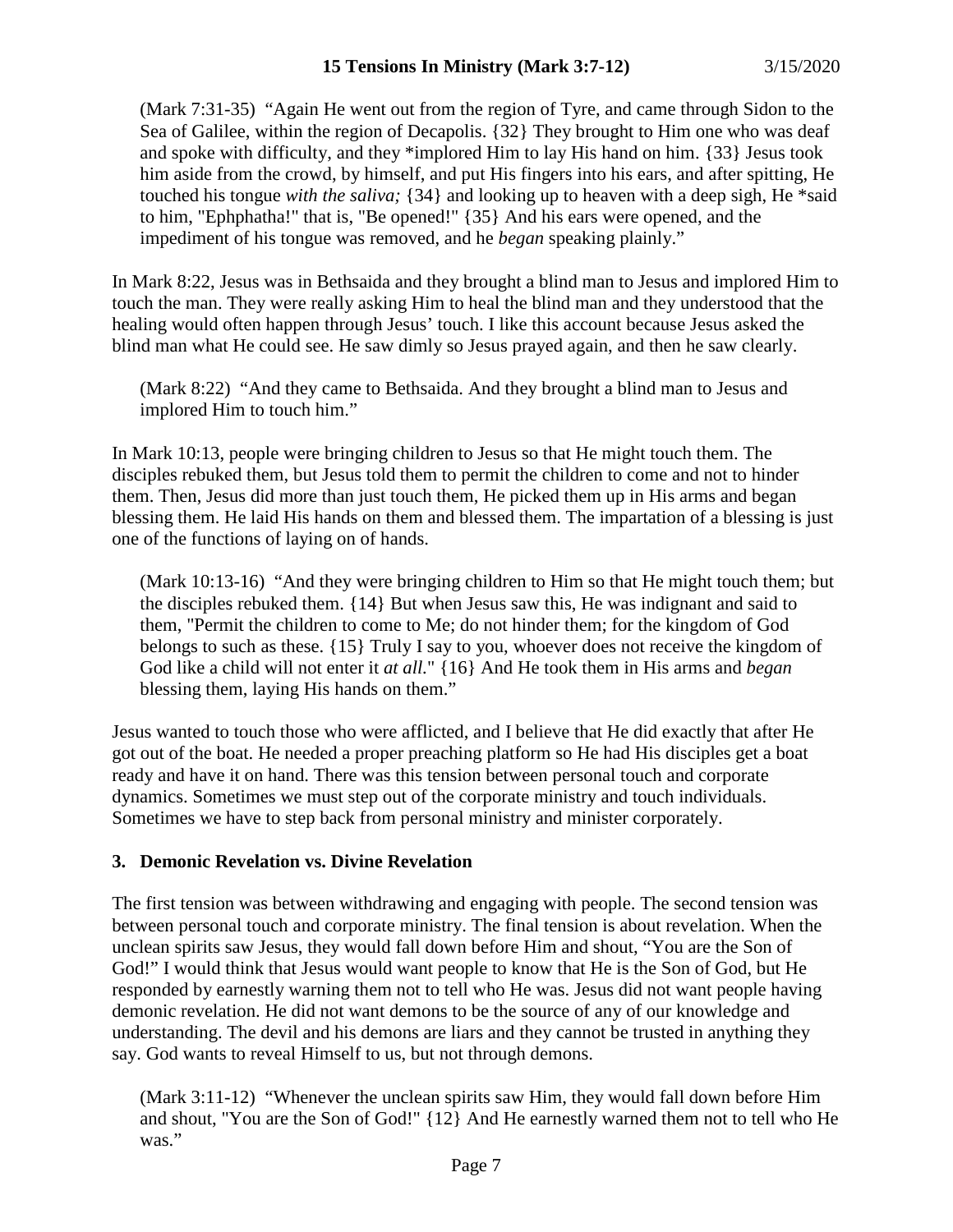(Mark 7:31-35) "Again He went out from the region of Tyre, and came through Sidon to the Sea of Galilee, within the region of Decapolis. {32} They brought to Him one who was deaf and spoke with difficulty, and they *implored Him to lay His hand on him. {33} Jesus took him aside from the crowd, by himself, and put His fingers into his ears, and after spitting, He touched his tongue *with the saliva;* {34} and looking up to heaven with a deep sigh, He *said to him, "Ephphatha!" that is, "Be opened!" {35} And his ears were opened, and the impediment of his tongue was removed, and he *began* speaking plainly."

In Mark 8:22, Jesus was in Bethsaida and they brought a blind man to Jesus and implored Him to touch the man. They were really asking Him to heal the blind man and they understood that the healing would often happen through Jesus' touch. I like this account because Jesus asked the blind man what He could see. He saw dimly so Jesus prayed again, and then he saw clearly.

(Mark 8:22) "And they came to Bethsaida. And they brought a blind man to Jesus and implored Him to touch him."

In Mark 10:13, people were bringing children to Jesus so that He might touch them. The disciples rebuked them, but Jesus told them to permit the children to come and not to hinder them. Then, Jesus did more than just touch them, He picked them up in His arms and began blessing them. He laid His hands on them and blessed them. The impartation of a blessing is just one of the functions of laying on of hands.

(Mark 10:13-16) "And they were bringing children to Him so that He might touch them; but the disciples rebuked them. {14} But when Jesus saw this, He was indignant and said to them, "Permit the children to come to Me; do not hinder them; for the kingdom of God belongs to such as these. {15} Truly I say to you, whoever does not receive the kingdom of God like a child will not enter it *at all.*" {16} And He took them in His arms and *began* blessing them, laying His hands on them."

Jesus wanted to touch those who were afflicted, and I believe that He did exactly that after He got out of the boat. He needed a proper preaching platform so He had His disciples get a boat ready and have it on hand. There was this tension between personal touch and corporate dynamics. Sometimes we must step out of the corporate ministry and touch individuals. Sometimes we have to step back from personal ministry and minister corporately.

### 3. Demonic Revelation vs. Divine Revelation

The first tension was between withdrawing and engaging with people. The second tension was between personal touch and corporate ministry. The final tension is about revelation. When the unclean spirits saw Jesus, they would fall down before Him and shout, "You are the Son of God!" I would think that Jesus would want people to know that He is the Son of God, but He responded by earnestly warning them not to tell who He was. Jesus did not want people having demonic revelation. He did not want demons to be the source of any of our knowledge and understanding. The devil and his demons are liars and they cannot be trusted in anything they say. God wants to reveal Himself to us, but not through demons.

(Mark 3:11-12) "Whenever the unclean spirits saw Him, they would fall down before Him and shout, "You are the Son of God!" {12} And He earnestly warned them not to tell who He was."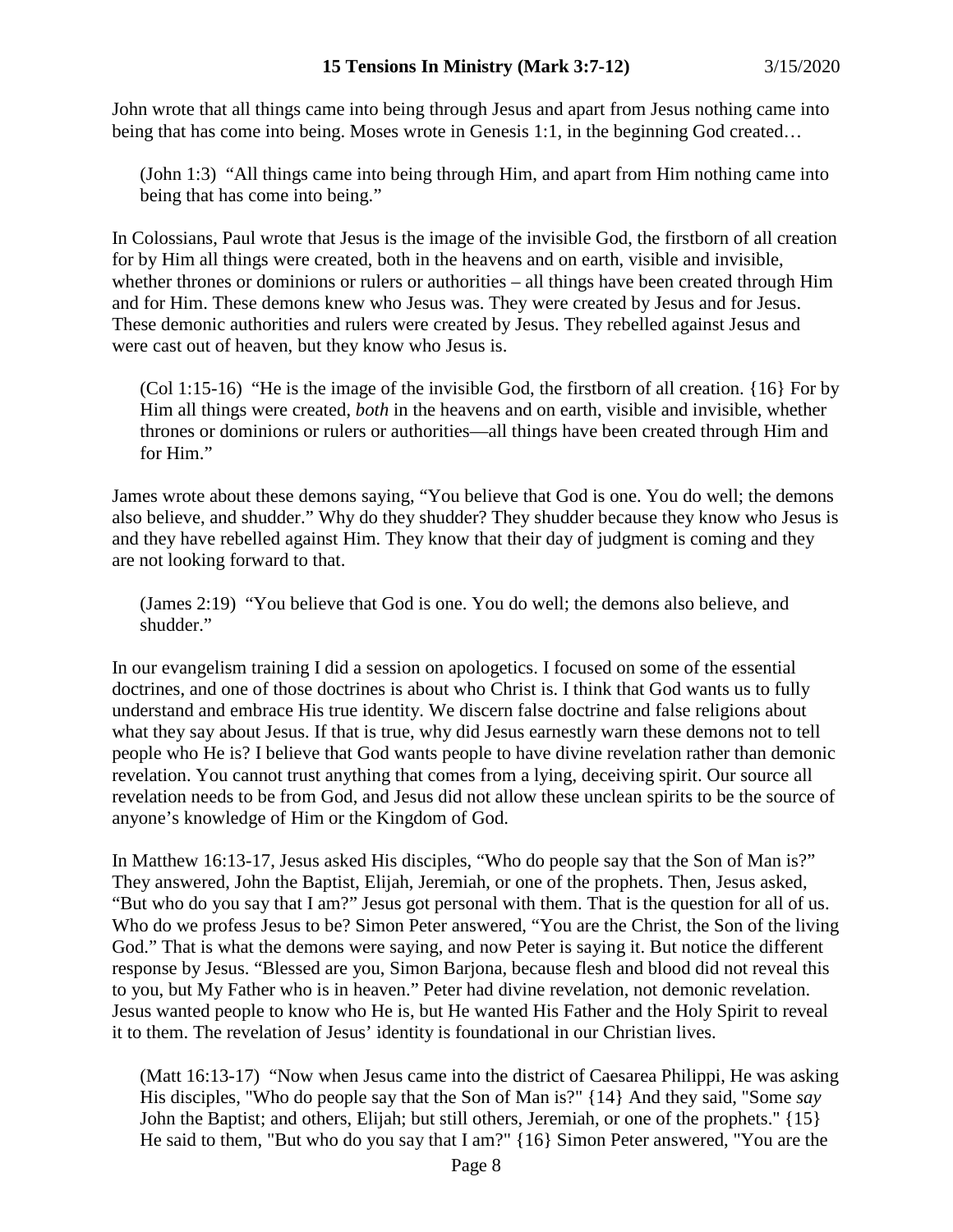John wrote that all things came into being through Jesus and apart from Jesus nothing came into being that has come into being. Moses wrote in Genesis 1:1, in the beginning God created…

> (John 1:3) "All things came into being through Him, and apart from Him nothing came into being that has come into being."

In Colossians, Paul wrote that Jesus is the image of the invisible God, the firstborn of all creation for by Him all things were created, both in the heavens and on earth, visible and invisible, whether thrones or dominions or rulers or authorities – all things have been created through Him and for Him. These demons knew who Jesus was. They were created by Jesus and for Jesus. These demonic authorities and rulers were created by Jesus. They rebelled against Jesus and were cast out of heaven, but they know who Jesus is.

> (Col 1:15-16) "He is the image of the invisible God, the firstborn of all creation. {16} For by Him all things were created, *both* in the heavens and on earth, visible and invisible, whether thrones or dominions or rulers or authorities—all things have been created through Him and for Him."

James wrote about these demons saying, "You believe that God is one. You do well; the demons also believe, and shudder." Why do they shudder? They shudder because they know who Jesus is and they have rebelled against Him. They know that their day of judgment is coming and they are not looking forward to that.

> (James 2:19) "You believe that God is one. You do well; the demons also believe, and shudder."

In our evangelism training I did a session on apologetics. I focused on some of the essential doctrines, and one of those doctrines is about who Christ is. I think that God wants us to fully understand and embrace His true identity. We discern false doctrine and false religions about what they say about Jesus. If that is true, why did Jesus earnestly warn these demons not to tell people who He is? I believe that God wants people to have divine revelation rather than demonic revelation. You cannot trust anything that comes from a lying, deceiving spirit. Our source all revelation needs to be from God, and Jesus did not allow these unclean spirits to be the source of anyone's knowledge of Him or the Kingdom of God.

In Matthew 16:13-17, Jesus asked His disciples, "Who do people say that the Son of Man is?" They answered, John the Baptist, Elijah, Jeremiah, or one of the prophets. Then, Jesus asked, "But who do you say that I am?" Jesus got personal with them. That is the question for all of us. Who do we profess Jesus to be? Simon Peter answered, "You are the Christ, the Son of the living God." That is what the demons were saying, and now Peter is saying it. But notice the different response by Jesus. "Blessed are you, Simon Barjona, because flesh and blood did not reveal this to you, but My Father who is in heaven." Peter had divine revelation, not demonic revelation. Jesus wanted people to know who He is, but He wanted His Father and the Holy Spirit to reveal it to them. The revelation of Jesus' identity is foundational in our Christian lives.

> (Matt 16:13-17) "Now when Jesus came into the district of Caesarea Philippi, He was asking His disciples, "Who do people say that the Son of Man is?" {14} And they said, "Some *say* John the Baptist; and others, Elijah; but still others, Jeremiah, or one of the prophets." {15} He said to them, "But who do you say that I am?" {16} Simon Peter answered, "You are the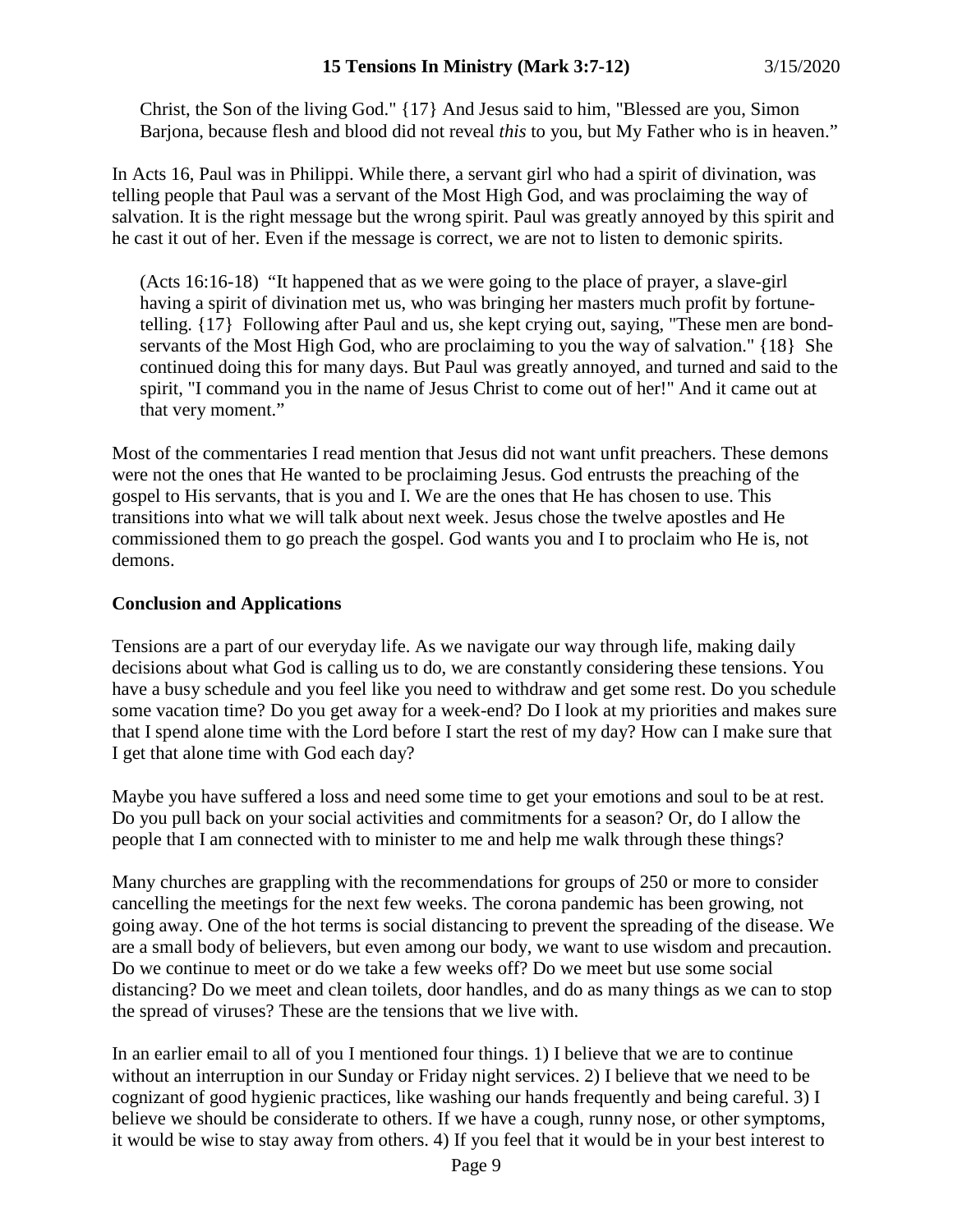Christ, the Son of the living God." {17} And Jesus said to him, "Blessed are you, Simon Barjona, because flesh and blood did not reveal *this* to you, but My Father who is in heaven."

In Acts 16, Paul was in Philippi. While there, a servant girl who had a spirit of divination, was telling people that Paul was a servant of the Most High God, and was proclaiming the way of salvation. It is the right message but the wrong spirit. Paul was greatly annoyed by this spirit and he cast it out of her. Even if the message is correct, we are not to listen to demonic spirits.

> (Acts 16:16-18) "It happened that as we were going to the place of prayer, a slave-girl having a spirit of divination met us, who was bringing her masters much profit by fortune-telling. {17} Following after Paul and us, she kept crying out, saying, "These men are bond-servants of the Most High God, who are proclaiming to you the way of salvation." {18} She continued doing this for many days. But Paul was greatly annoyed, and turned and said to the spirit, "I command you in the name of Jesus Christ to come out of her!" And it came out at that very moment."

Most of the commentaries I read mention that Jesus did not want unfit preachers. These demons were not the ones that He wanted to be proclaiming Jesus. God entrusts the preaching of the gospel to His servants, that is you and I. We are the ones that He has chosen to use. This transitions into what we will talk about next week. Jesus chose the twelve apostles and He commissioned them to go preach the gospel. God wants you and I to proclaim who He is, not demons.

## Conclusion and Applications

Tensions are a part of our everyday life. As we navigate our way through life, making daily decisions about what God is calling us to do, we are constantly considering these tensions. You have a busy schedule and you feel like you need to withdraw and get some rest. Do you schedule some vacation time? Do you get away for a week-end? Do I look at my priorities and makes sure that I spend alone time with the Lord before I start the rest of my day? How can I make sure that I get that alone time with God each day?

Maybe you have suffered a loss and need some time to get your emotions and soul to be at rest. Do you pull back on your social activities and commitments for a season? Or, do I allow the people that I am connected with to minister to me and help me walk through these things?

Many churches are grappling with the recommendations for groups of 250 or more to consider cancelling the meetings for the next few weeks. The corona pandemic has been growing, not going away. One of the hot terms is social distancing to prevent the spreading of the disease. We are a small body of believers, but even among our body, we want to use wisdom and precaution. Do we continue to meet or do we take a few weeks off? Do we meet but use some social distancing? Do we meet and clean toilets, door handles, and do as many things as we can to stop the spread of viruses? These are the tensions that we live with.

In an earlier email to all of you I mentioned four things. 1) I believe that we are to continue without an interruption in our Sunday or Friday night services. 2) I believe that we need to be cognizant of good hygienic practices, like washing our hands frequently and being careful. 3) I believe we should be considerate to others. If we have a cough, runny nose, or other symptoms, it would be wise to stay away from others. 4) If you feel that it would be in your best interest to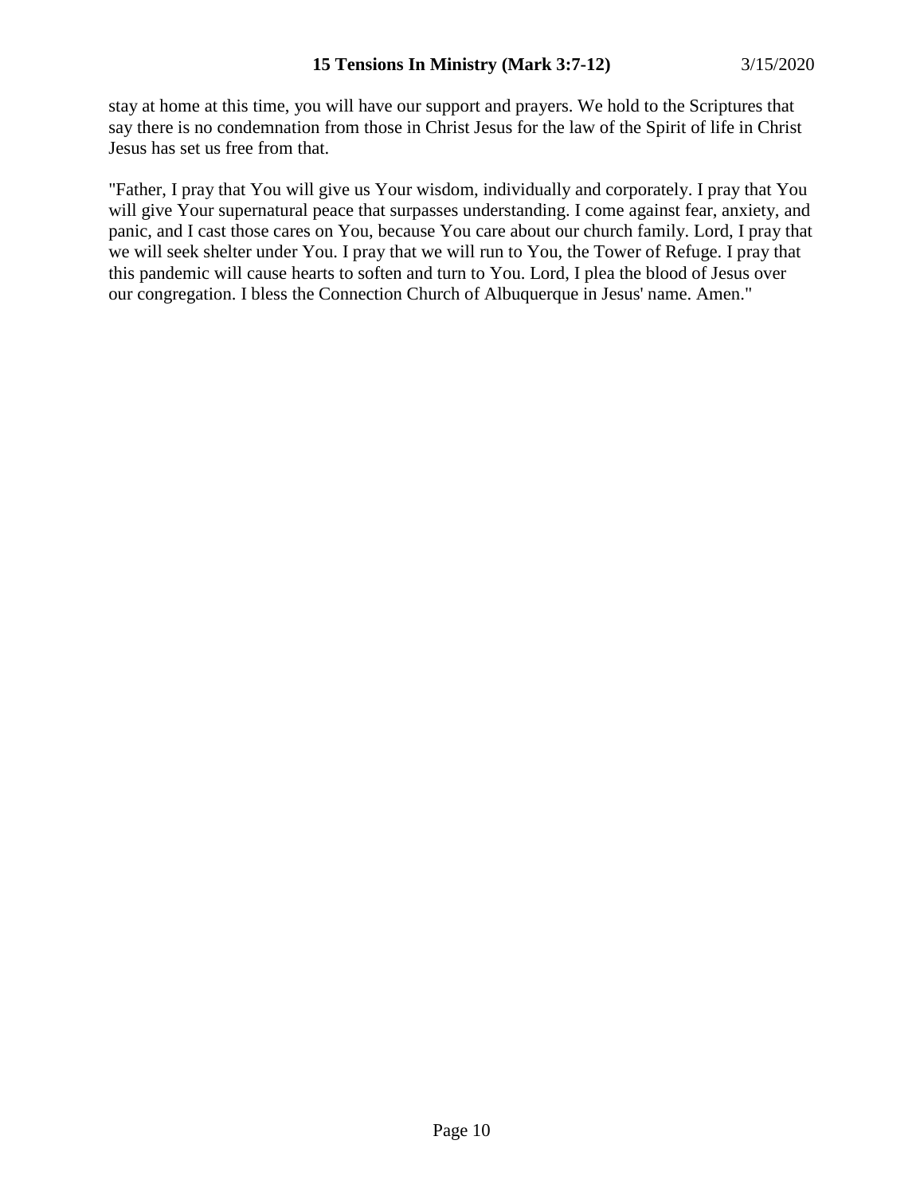stay at home at this time, you will have our support and prayers. We hold to the Scriptures that say there is no condemnation from those in Christ Jesus for the law of the Spirit of life in Christ Jesus has set us free from that.

"Father, I pray that You will give us Your wisdom, individually and corporately. I pray that You will give Your supernatural peace that surpasses understanding. I come against fear, anxiety, and panic, and I cast those cares on You, because You care about our church family. Lord, I pray that we will seek shelter under You. I pray that we will run to You, the Tower of Refuge. I pray that this pandemic will cause hearts to soften and turn to You. Lord, I plea the blood of Jesus over our congregation. I bless the Connection Church of Albuquerque in Jesus' name. Amen."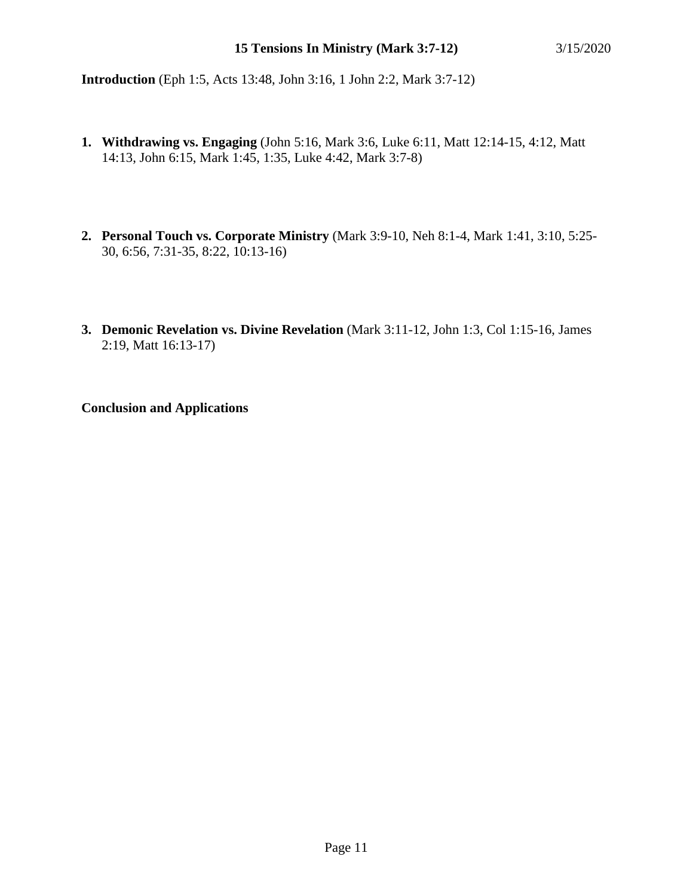# 15 Tensions In Ministry (Mark 3:7-12)

3/15/2020

**Introduction** (Eph 1:5, Acts 13:48, John 3:16, 1 John 2:2, Mark 3:7-12)

1. **Withdrawing vs. Engaging** (John 5:16, Mark 3:6, Luke 6:11, Matt 12:14-15, 4:12, Matt 14:13, John 6:15, Mark 1:45, 1:35, Luke 4:42, Mark 3:7-8)

2. **Personal Touch vs. Corporate Ministry** (Mark 3:9-10, Neh 8:1-4, Mark 1:41, 3:10, 5:25-30, 6:56, 7:31-35, 8:22, 10:13-16)

3. **Demonic Revelation vs. Divine Revelation** (Mark 3:11-12, John 1:3, Col 1:15-16, James 2:19, Matt 16:13-17)

**Conclusion and Applications**